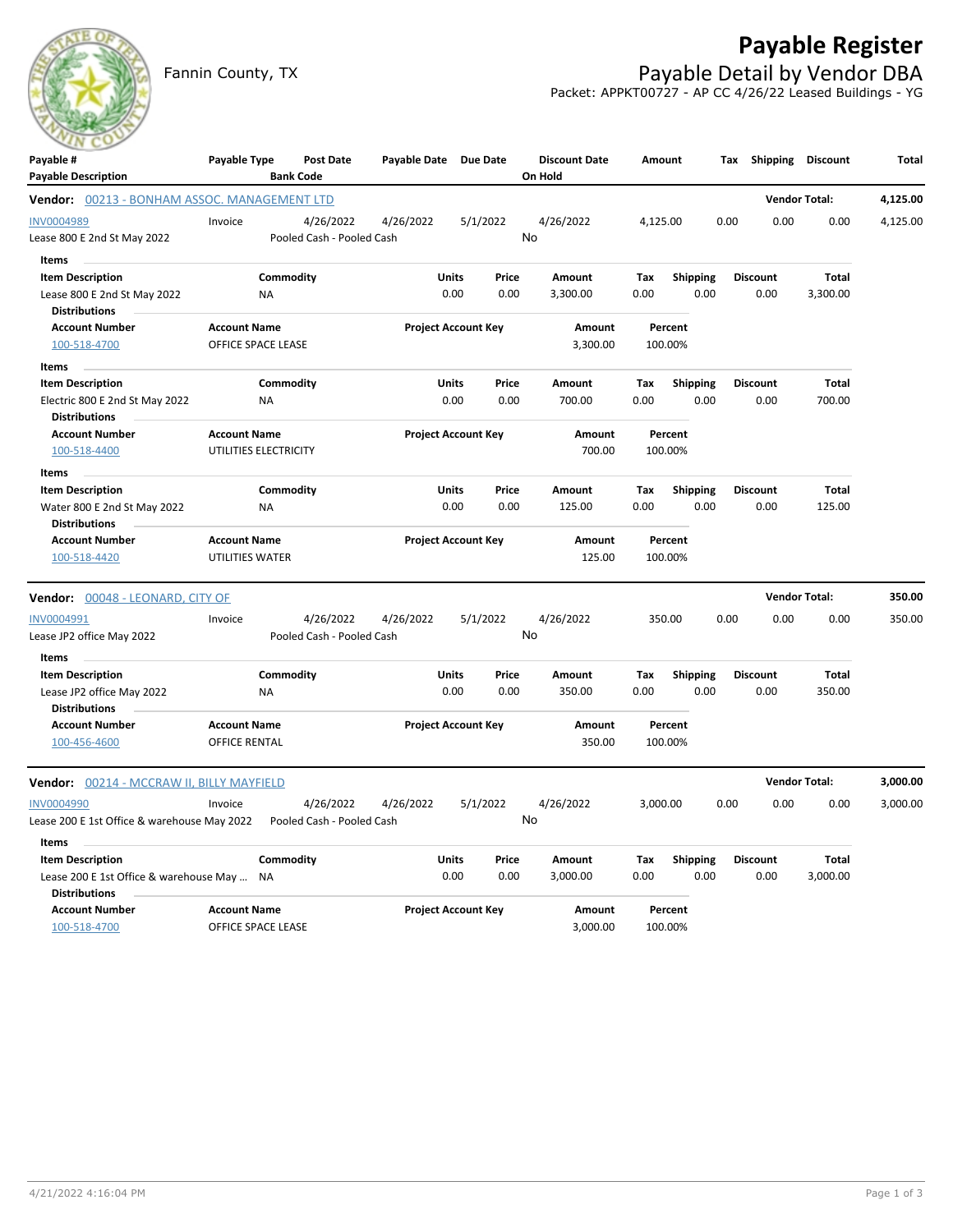# Payable Register

Fannin County, TX

## Payable Detail by Vendor DBA

Packet: APPKT00727 - AP CC 4/26/22 Leased Buildings - YG

| Payable # / Payable Description | Payable Type | Post Date / Bank Code | Payable Date | Due Date | Discount Date / On Hold | Amount | Tax | Shipping | Discount | Total |
|---|---|---|---|---|---|---|---|---|---|---|

**Vendor: 00213 - BONHAM ASSOC. MANAGEMENT LTD** — Vendor Total: **4,125.00**

| Payable # | Payable Type | Post Date | Payable Date | Due Date | Discount Date | Amount | Tax | Shipping | Discount | Total |
|---|---|---|---|---|---|---|---|---|---|---|
| INV0004989 | Invoice | 4/26/2022 | 4/26/2022 | 5/1/2022 | 4/26/2022 | 4,125.00 | 0.00 | 0.00 | 0.00 | 4,125.00 |
| Lease 800 E 2nd St May 2022 | | Pooled Cash - Pooled Cash | | | No | | | | | |

Items

| Item Description | Commodity | Units | Price | Amount | Tax | Shipping | Discount | Total |
|---|---|---|---|---|---|---|---|---|
| Lease 800 E 2nd St May 2022 | NA | 0.00 | 0.00 | 3,300.00 | 0.00 | 0.00 | 0.00 | 3,300.00 |

Distributions

| Account Number | Account Name | Project Account Key | Amount | Percent |
|---|---|---|---|---|
| 100-518-4700 | OFFICE SPACE LEASE | | 3,300.00 | 100.00% |

Items

| Item Description | Commodity | Units | Price | Amount | Tax | Shipping | Discount | Total |
|---|---|---|---|---|---|---|---|---|
| Electric 800 E 2nd St May 2022 | NA | 0.00 | 0.00 | 700.00 | 0.00 | 0.00 | 0.00 | 700.00 |

Distributions

| Account Number | Account Name | Project Account Key | Amount | Percent |
|---|---|---|---|---|
| 100-518-4400 | UTILITIES ELECTRICITY | | 700.00 | 100.00% |

Items

| Item Description | Commodity | Units | Price | Amount | Tax | Shipping | Discount | Total |
|---|---|---|---|---|---|---|---|---|
| Water 800 E 2nd St May 2022 | NA | 0.00 | 0.00 | 125.00 | 0.00 | 0.00 | 0.00 | 125.00 |

Distributions

| Account Number | Account Name | Project Account Key | Amount | Percent |
|---|---|---|---|---|
| 100-518-4420 | UTILITIES WATER | | 125.00 | 100.00% |

**Vendor: 00048 - LEONARD, CITY OF** — Vendor Total: **350.00**

| Payable # | Payable Type | Post Date | Payable Date | Due Date | Discount Date | Amount | Tax | Shipping | Discount | Total |
|---|---|---|---|---|---|---|---|---|---|---|
| INV0004991 | Invoice | 4/26/2022 | 4/26/2022 | 5/1/2022 | 4/26/2022 | 350.00 | 0.00 | 0.00 | 0.00 | 350.00 |
| Lease JP2 office May 2022 | | Pooled Cash - Pooled Cash | | | No | | | | | |

Items

| Item Description | Commodity | Units | Price | Amount | Tax | Shipping | Discount | Total |
|---|---|---|---|---|---|---|---|---|
| Lease JP2 office May 2022 | NA | 0.00 | 0.00 | 350.00 | 0.00 | 0.00 | 0.00 | 350.00 |

Distributions

| Account Number | Account Name | Project Account Key | Amount | Percent |
|---|---|---|---|---|
| 100-456-4600 | OFFICE RENTAL | | 350.00 | 100.00% |

**Vendor: 00214 - MCCRAW II, BILLY MAYFIELD** — Vendor Total: **3,000.00**

| Payable # | Payable Type | Post Date | Payable Date | Due Date | Discount Date | Amount | Tax | Shipping | Discount | Total |
|---|---|---|---|---|---|---|---|---|---|---|
| INV0004990 | Invoice | 4/26/2022 | 4/26/2022 | 5/1/2022 | 4/26/2022 | 3,000.00 | 0.00 | 0.00 | 0.00 | 3,000.00 |
| Lease 200 E 1st Office & warehouse May 2022 | | Pooled Cash - Pooled Cash | | | No | | | | | |

Items

| Item Description | Commodity | Units | Price | Amount | Tax | Shipping | Discount | Total |
|---|---|---|---|---|---|---|---|---|
| Lease 200 E 1st Office & warehouse May ... | NA | 0.00 | 0.00 | 3,000.00 | 0.00 | 0.00 | 0.00 | 3,000.00 |

Distributions

| Account Number | Account Name | Project Account Key | Amount | Percent |
|---|---|---|---|---|
| 100-518-4700 | OFFICE SPACE LEASE | | 3,000.00 | 100.00% |

4/21/2022 4:16:04 PM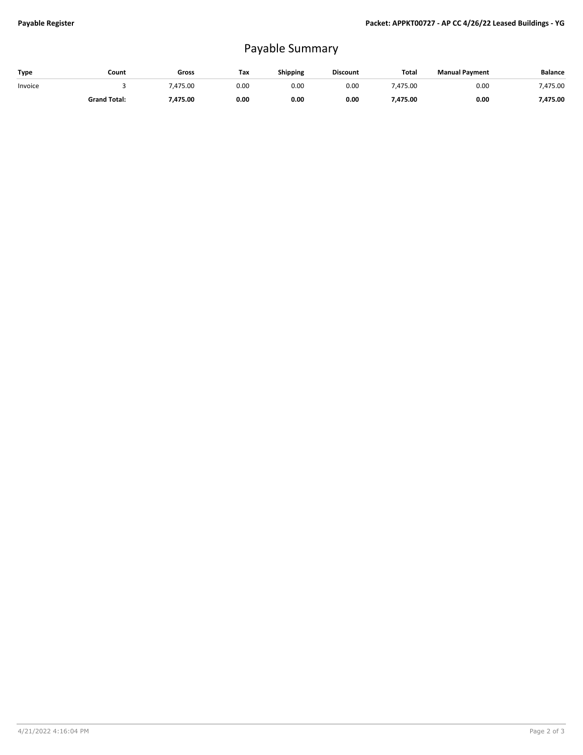# Payable Summary

| Type | Count | Gross | Tax | Shipping | Discount | Total | Manual Payment | Balance |
|---|---|---|---|---|---|---|---|---|
| Invoice | 3 | 7,475.00 | 0.00 | 0.00 | 0.00 | 7,475.00 | 0.00 | 7,475.00 |
| | **Grand Total:** | **7,475.00** | **0.00** | **0.00** | **0.00** | **7,475.00** | **0.00** | **7,475.00** |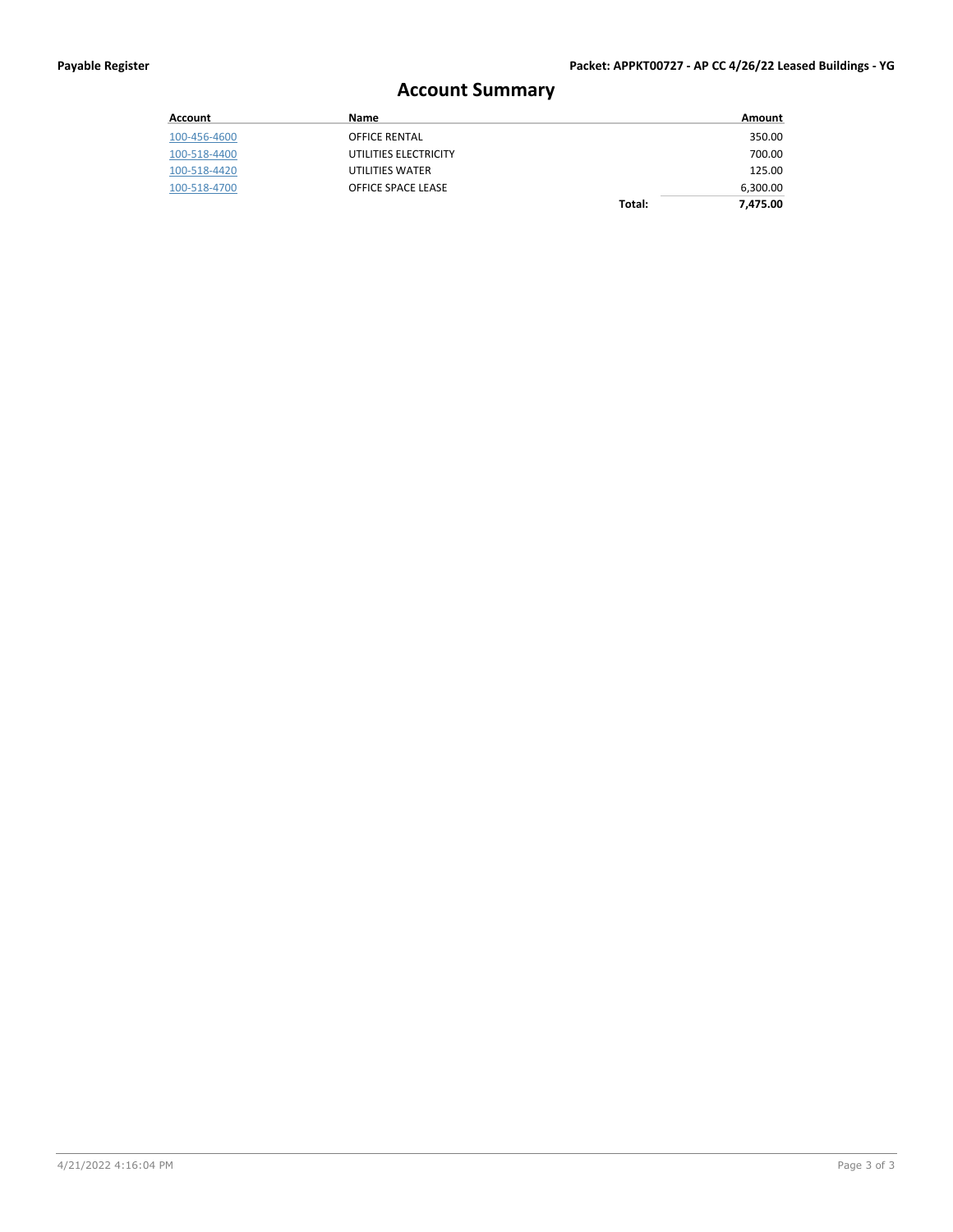# Account Summary

| Account | Name | | Amount |
|---|---|---|---|
| 100-456-4600 | OFFICE RENTAL | | 350.00 |
| 100-518-4400 | UTILITIES ELECTRICITY | | 700.00 |
| 100-518-4420 | UTILITIES WATER | | 125.00 |
| 100-518-4700 | OFFICE SPACE LEASE | | 6,300.00 |
| | | **Total:** | **7,475.00** |